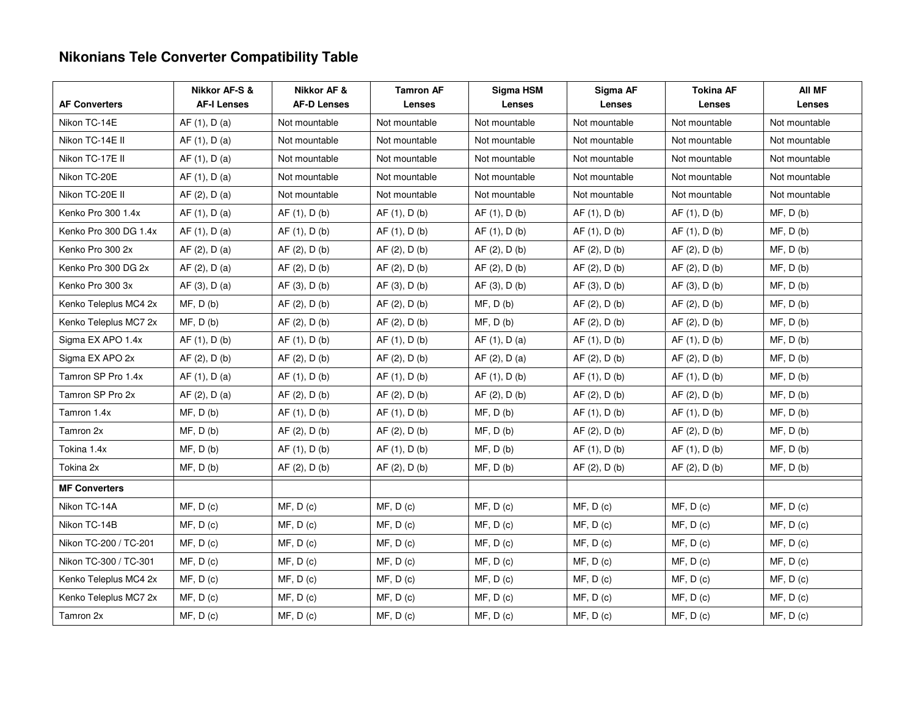# Nikonians Tele Converter Compatibility Table

| AF Converters | Nikkor AF-S & AF-I Lenses | Nikkor AF & AF-D Lenses | Tamron AF Lenses | Sigma HSM Lenses | Sigma AF Lenses | Tokina AF Lenses | All MF Lenses |
|---|---|---|---|---|---|---|---|
| Nikon TC-14E | AF (1), D (a) | Not mountable | Not mountable | Not mountable | Not mountable | Not mountable | Not mountable |
| Nikon TC-14E II | AF (1), D (a) | Not mountable | Not mountable | Not mountable | Not mountable | Not mountable | Not mountable |
| Nikon TC-17E II | AF (1), D (a) | Not mountable | Not mountable | Not mountable | Not mountable | Not mountable | Not mountable |
| Nikon TC-20E | AF (1), D (a) | Not mountable | Not mountable | Not mountable | Not mountable | Not mountable | Not mountable |
| Nikon TC-20E II | AF (2), D (a) | Not mountable | Not mountable | Not mountable | Not mountable | Not mountable | Not mountable |
| Kenko Pro 300 1.4x | AF (1), D (a) | AF (1), D (b) | AF (1), D (b) | AF (1), D (b) | AF (1), D (b) | AF (1), D (b) | MF, D (b) |
| Kenko Pro 300 DG 1.4x | AF (1), D (a) | AF (1), D (b) | AF (1), D (b) | AF (1), D (b) | AF (1), D (b) | AF (1), D (b) | MF, D (b) |
| Kenko Pro 300 2x | AF (2), D (a) | AF (2), D (b) | AF (2), D (b) | AF (2), D (b) | AF (2), D (b) | AF (2), D (b) | MF, D (b) |
| Kenko Pro 300 DG 2x | AF (2), D (a) | AF (2), D (b) | AF (2), D (b) | AF (2), D (b) | AF (2), D (b) | AF (2), D (b) | MF, D (b) |
| Kenko Pro 300 3x | AF (3), D (a) | AF (3), D (b) | AF (3), D (b) | AF (3), D (b) | AF (3), D (b) | AF (3), D (b) | MF, D (b) |
| Kenko Teleplus MC4 2x | MF, D (b) | AF (2), D (b) | AF (2), D (b) | MF, D (b) | AF (2), D (b) | AF (2), D (b) | MF, D (b) |
| Kenko Teleplus MC7 2x | MF, D (b) | AF (2), D (b) | AF (2), D (b) | MF, D (b) | AF (2), D (b) | AF (2), D (b) | MF, D (b) |
| Sigma EX APO 1.4x | AF (1), D (b) | AF (1), D (b) | AF (1), D (b) | AF (1), D (a) | AF (1), D (b) | AF (1), D (b) | MF, D (b) |
| Sigma EX APO 2x | AF (2), D (b) | AF (2), D (b) | AF (2), D (b) | AF (2), D (a) | AF (2), D (b) | AF (2), D (b) | MF, D (b) |
| Tamron SP Pro 1.4x | AF (1), D (a) | AF (1), D (b) | AF (1), D (b) | AF (1), D (b) | AF (1), D (b) | AF (1), D (b) | MF, D (b) |
| Tamron SP Pro 2x | AF (2), D (a) | AF (2), D (b) | AF (2), D (b) | AF (2), D (b) | AF (2), D (b) | AF (2), D (b) | MF, D (b) |
| Tamron 1.4x | MF, D (b) | AF (1), D (b) | AF (1), D (b) | MF, D (b) | AF (1), D (b) | AF (1), D (b) | MF, D (b) |
| Tamron 2x | MF, D (b) | AF (2), D (b) | AF (2), D (b) | MF, D (b) | AF (2), D (b) | AF (2), D (b) | MF, D (b) |
| Tokina 1.4x | MF, D (b) | AF (1), D (b) | AF (1), D (b) | MF, D (b) | AF (1), D (b) | AF (1), D (b) | MF, D (b) |
| Tokina 2x | MF, D (b) | AF (2), D (b) | AF (2), D (b) | MF, D (b) | AF (2), D (b) | AF (2), D (b) | MF, D (b) |
| **MF Converters** | | | | | | | |
| Nikon TC-14A | MF, D (c) | MF, D (c) | MF, D (c) | MF, D (c) | MF, D (c) | MF, D (c) | MF, D (c) |
| Nikon TC-14B | MF, D (c) | MF, D (c) | MF, D (c) | MF, D (c) | MF, D (c) | MF, D (c) | MF, D (c) |
| Nikon TC-200 / TC-201 | MF, D (c) | MF, D (c) | MF, D (c) | MF, D (c) | MF, D (c) | MF, D (c) | MF, D (c) |
| Nikon TC-300 / TC-301 | MF, D (c) | MF, D (c) | MF, D (c) | MF, D (c) | MF, D (c) | MF, D (c) | MF, D (c) |
| Kenko Teleplus MC4 2x | MF, D (c) | MF, D (c) | MF, D (c) | MF, D (c) | MF, D (c) | MF, D (c) | MF, D (c) |
| Kenko Teleplus MC7 2x | MF, D (c) | MF, D (c) | MF, D (c) | MF, D (c) | MF, D (c) | MF, D (c) | MF, D (c) |
| Tamron 2x | MF, D (c) | MF, D (c) | MF, D (c) | MF, D (c) | MF, D (c) | MF, D (c) | MF, D (c) |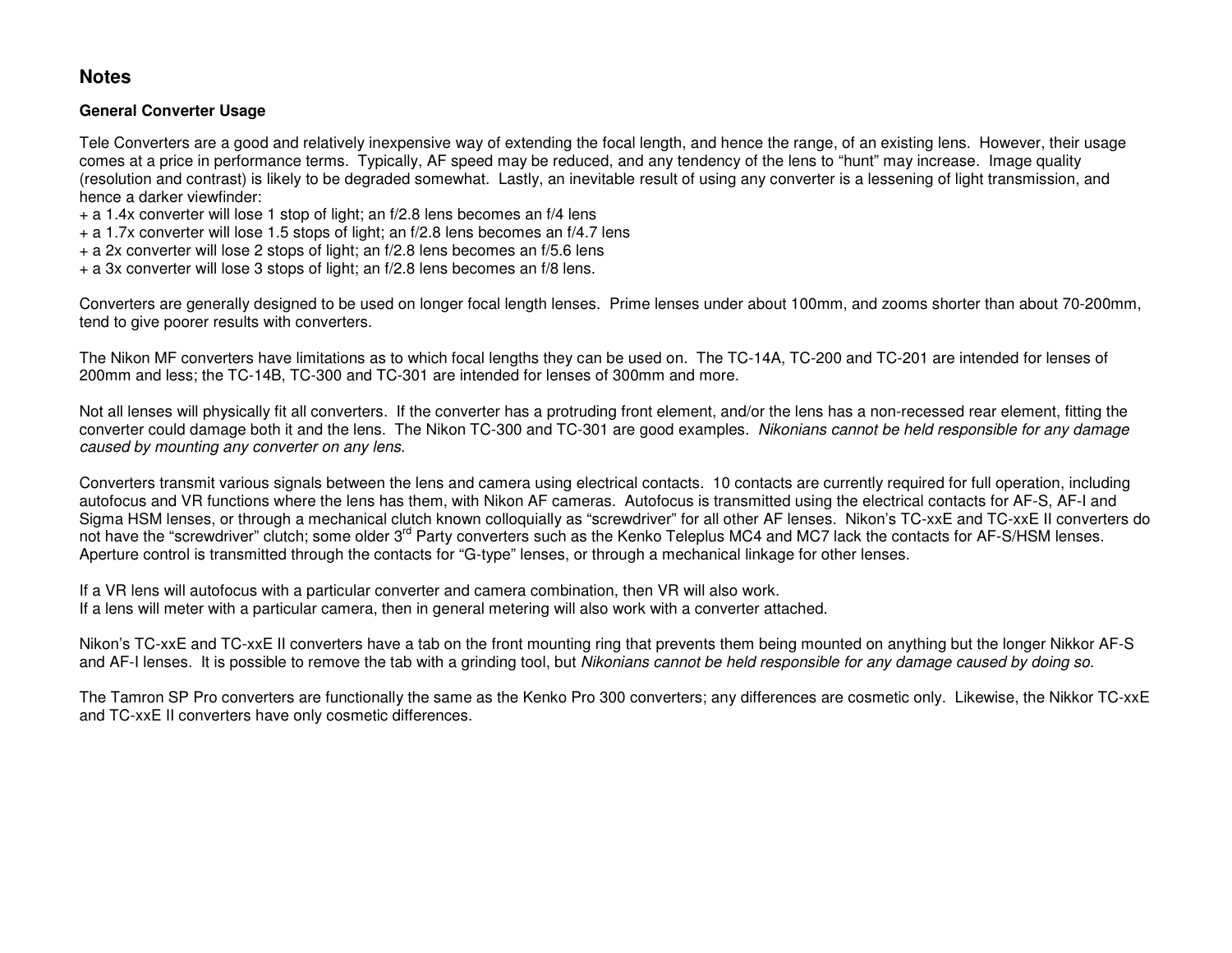## Notes

### General Converter Usage

Tele Converters are a good and relatively inexpensive way of extending the focal length, and hence the range, of an existing lens. However, their usage comes at a price in performance terms. Typically, AF speed may be reduced, and any tendency of the lens to "hunt" may increase. Image quality (resolution and contrast) is likely to be degraded somewhat. Lastly, an inevitable result of using any converter is a lessening of light transmission, and hence a darker viewfinder:

+ a 1.4x converter will lose 1 stop of light; an f/2.8 lens becomes an f/4 lens
+ a 1.7x converter will lose 1.5 stops of light; an f/2.8 lens becomes an f/4.7 lens
+ a 2x converter will lose 2 stops of light; an f/2.8 lens becomes an f/5.6 lens
+ a 3x converter will lose 3 stops of light; an f/2.8 lens becomes an f/8 lens.

Converters are generally designed to be used on longer focal length lenses. Prime lenses under about 100mm, and zooms shorter than about 70-200mm, tend to give poorer results with converters.

The Nikon MF converters have limitations as to which focal lengths they can be used on. The TC-14A, TC-200 and TC-201 are intended for lenses of 200mm and less; the TC-14B, TC-300 and TC-301 are intended for lenses of 300mm and more.

Not all lenses will physically fit all converters. If the converter has a protruding front element, and/or the lens has a non-recessed rear element, fitting the converter could damage both it and the lens. The Nikon TC-300 and TC-301 are good examples. *Nikonians cannot be held responsible for any damage caused by mounting any converter on any lens*.

Converters transmit various signals between the lens and camera using electrical contacts. 10 contacts are currently required for full operation, including autofocus and VR functions where the lens has them, with Nikon AF cameras. Autofocus is transmitted using the electrical contacts for AF-S, AF-I and Sigma HSM lenses, or through a mechanical clutch known colloquially as "screwdriver" for all other AF lenses. Nikon's TC-xxE and TC-xxE II converters do not have the "screwdriver" clutch; some older 3rd Party converters such as the Kenko Teleplus MC4 and MC7 lack the contacts for AF-S/HSM lenses. Aperture control is transmitted through the contacts for "G-type" lenses, or through a mechanical linkage for other lenses.

If a VR lens will autofocus with a particular converter and camera combination, then VR will also work.
If a lens will meter with a particular camera, then in general metering will also work with a converter attached.

Nikon's TC-xxE and TC-xxE II converters have a tab on the front mounting ring that prevents them being mounted on anything but the longer Nikkor AF-S and AF-I lenses. It is possible to remove the tab with a grinding tool, but *Nikonians cannot be held responsible for any damage caused by doing so*.

The Tamron SP Pro converters are functionally the same as the Kenko Pro 300 converters; any differences are cosmetic only. Likewise, the Nikkor TC-xxE and TC-xxE II converters have only cosmetic differences.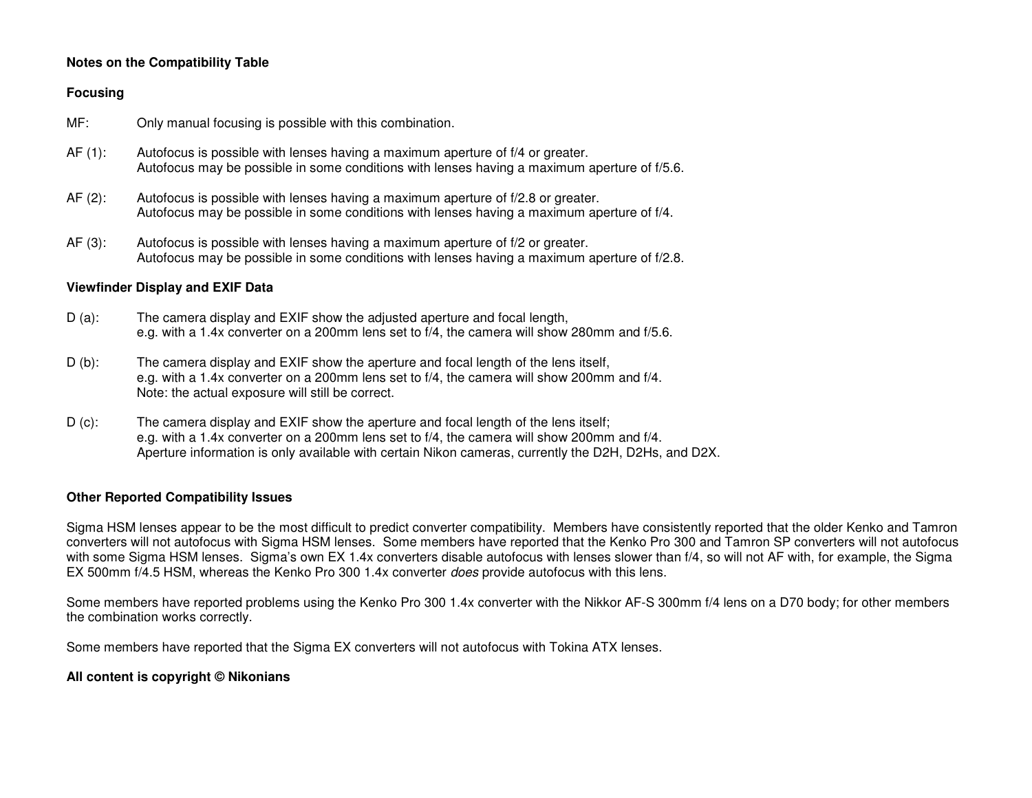**Notes on the Compatibility Table**

**Focusing**

MF: Only manual focusing is possible with this combination.

AF (1): Autofocus is possible with lenses having a maximum aperture of f/4 or greater.
Autofocus may be possible in some conditions with lenses having a maximum aperture of f/5.6.

AF (2): Autofocus is possible with lenses having a maximum aperture of f/2.8 or greater.
Autofocus may be possible in some conditions with lenses having a maximum aperture of f/4.

AF (3): Autofocus is possible with lenses having a maximum aperture of f/2 or greater.
Autofocus may be possible in some conditions with lenses having a maximum aperture of f/2.8.

**Viewfinder Display and EXIF Data**

D (a): The camera display and EXIF show the adjusted aperture and focal length,
e.g. with a 1.4x converter on a 200mm lens set to f/4, the camera will show 280mm and f/5.6.

D (b): The camera display and EXIF show the aperture and focal length of the lens itself,
e.g. with a 1.4x converter on a 200mm lens set to f/4, the camera will show 200mm and f/4.
Note: the actual exposure will still be correct.

D (c): The camera display and EXIF show the aperture and focal length of the lens itself;
e.g. with a 1.4x converter on a 200mm lens set to f/4, the camera will show 200mm and f/4.
Aperture information is only available with certain Nikon cameras, currently the D2H, D2Hs, and D2X.

**Other Reported Compatibility Issues**

Sigma HSM lenses appear to be the most difficult to predict converter compatibility. Members have consistently reported that the older Kenko and Tamron converters will not autofocus with Sigma HSM lenses. Some members have reported that the Kenko Pro 300 and Tamron SP converters will not autofocus with some Sigma HSM lenses. Sigma's own EX 1.4x converters disable autofocus with lenses slower than f/4, so will not AF with, for example, the Sigma EX 500mm f/4.5 HSM, whereas the Kenko Pro 300 1.4x converter *does* provide autofocus with this lens.

Some members have reported problems using the Kenko Pro 300 1.4x converter with the Nikkor AF-S 300mm f/4 lens on a D70 body; for other members the combination works correctly.

Some members have reported that the Sigma EX converters will not autofocus with Tokina ATX lenses.

**All content is copyright © Nikonians**